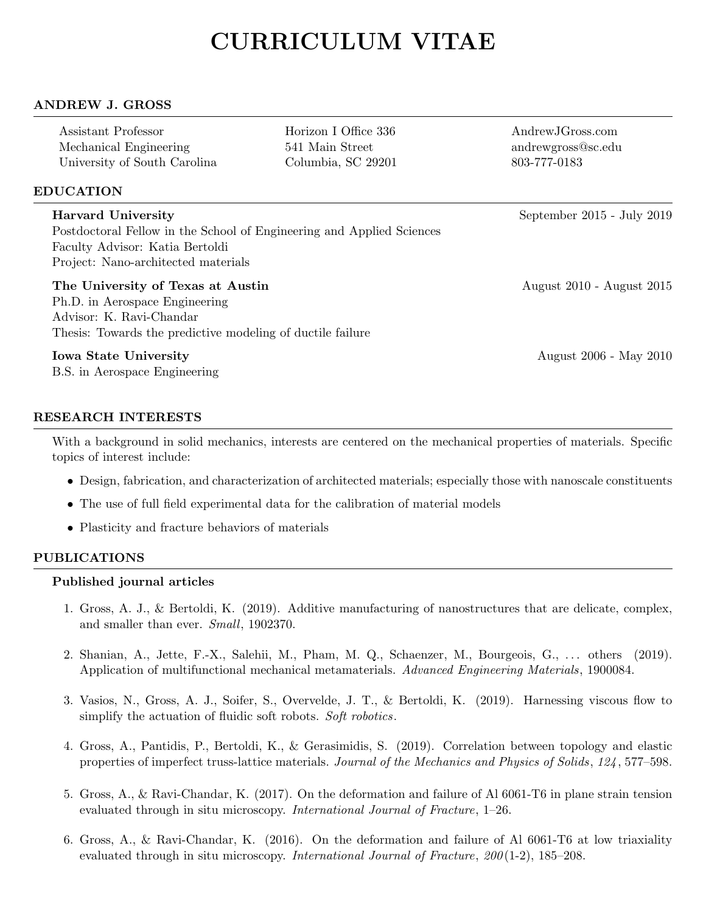# CURRICULUM VITAE

## ANDREW J. GROSS

Assistant Professor
Mechanical Engineering
University of South Carolina

Horizon I Office 336
541 Main Street
Columbia, SC 29201

AndrewJGross.com
andrewgross@sc.edu
803-777-0183

## EDUCATION

**Harvard University** — September 2015 - July 2019
Postdoctoral Fellow in the School of Engineering and Applied Sciences
Faculty Advisor: Katia Bertoldi
Project: Nano-architected materials

**The University of Texas at Austin** — August 2010 - August 2015
Ph.D. in Aerospace Engineering
Advisor: K. Ravi-Chandar
Thesis: Towards the predictive modeling of ductile failure

**Iowa State University** — August 2006 - May 2010
B.S. in Aerospace Engineering

## RESEARCH INTERESTS

With a background in solid mechanics, interests are centered on the mechanical properties of materials. Specific topics of interest include:

- Design, fabrication, and characterization of architected materials; especially those with nanoscale constituents
- The use of full field experimental data for the calibration of material models
- Plasticity and fracture behaviors of materials

## PUBLICATIONS

### Published journal articles

1. Gross, A. J., & Bertoldi, K. (2019). Additive manufacturing of nanostructures that are delicate, complex, and smaller than ever. *Small*, 1902370.

2. Shanian, A., Jette, F.-X., Salehii, M., Pham, M. Q., Schaenzer, M., Bourgeois, G., ... others (2019). Application of multifunctional mechanical metamaterials. *Advanced Engineering Materials*, 1900084.

3. Vasios, N., Gross, A. J., Soifer, S., Overvelde, J. T., & Bertoldi, K. (2019). Harnessing viscous flow to simplify the actuation of fluidic soft robots. *Soft robotics*.

4. Gross, A., Pantidis, P., Bertoldi, K., & Gerasimidis, S. (2019). Correlation between topology and elastic properties of imperfect truss-lattice materials. *Journal of the Mechanics and Physics of Solids*, *124*, 577–598.

5. Gross, A., & Ravi-Chandar, K. (2017). On the deformation and failure of Al 6061-T6 in plane strain tension evaluated through in situ microscopy. *International Journal of Fracture*, 1–26.

6. Gross, A., & Ravi-Chandar, K. (2016). On the deformation and failure of Al 6061-T6 at low triaxiality evaluated through in situ microscopy. *International Journal of Fracture*, *200*(1-2), 185–208.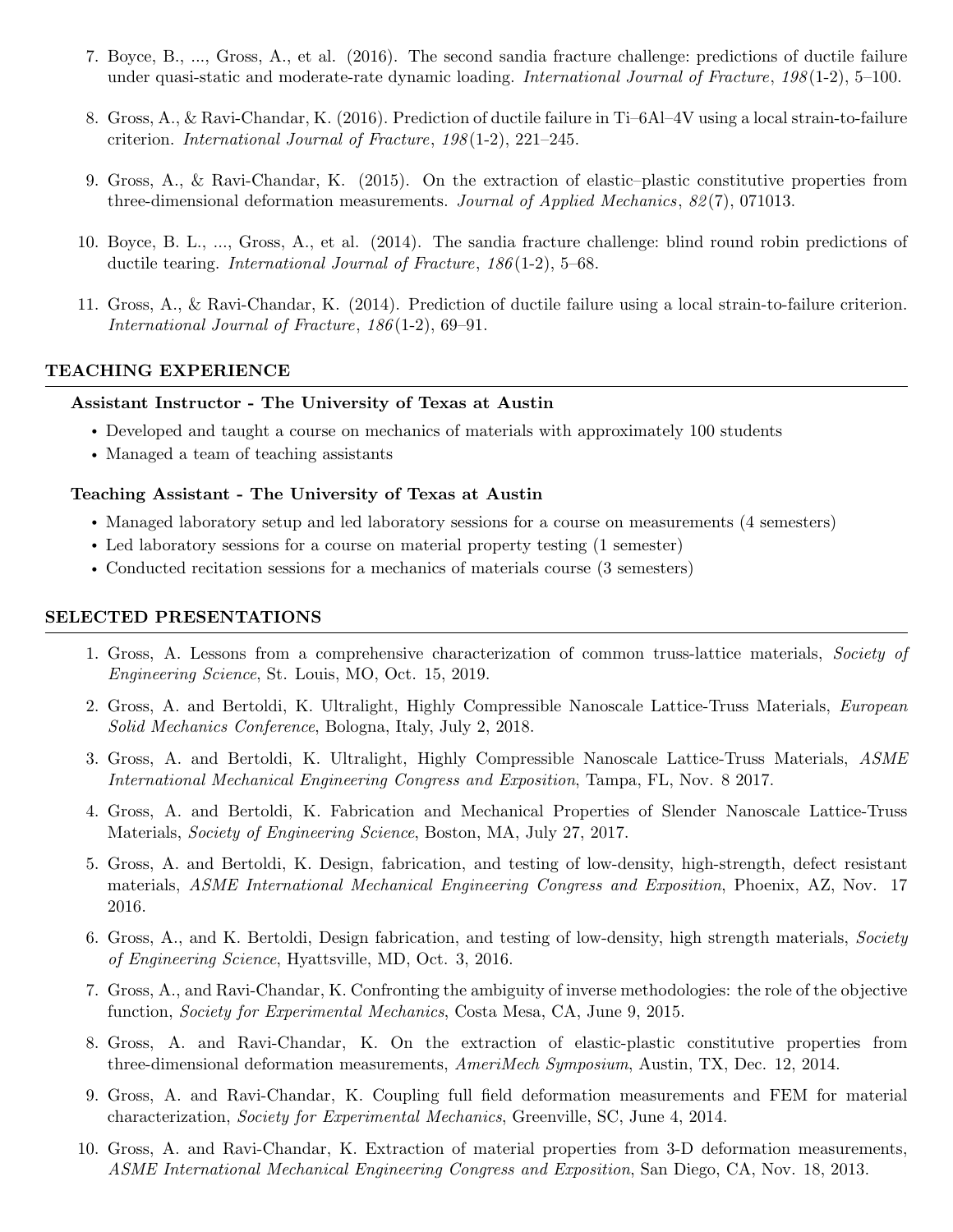7. Boyce, B., ..., Gross, A., et al. (2016). The second sandia fracture challenge: predictions of ductile failure under quasi-static and moderate-rate dynamic loading. *International Journal of Fracture*, *198*(1-2), 5–100.

8. Gross, A., & Ravi-Chandar, K. (2016). Prediction of ductile failure in Ti–6Al–4V using a local strain-to-failure criterion. *International Journal of Fracture*, *198*(1-2), 221–245.

9. Gross, A., & Ravi-Chandar, K. (2015). On the extraction of elastic–plastic constitutive properties from three-dimensional deformation measurements. *Journal of Applied Mechanics*, *82*(7), 071013.

10. Boyce, B. L., ..., Gross, A., et al. (2014). The sandia fracture challenge: blind round robin predictions of ductile tearing. *International Journal of Fracture*, *186*(1-2), 5–68.

11. Gross, A., & Ravi-Chandar, K. (2014). Prediction of ductile failure using a local strain-to-failure criterion. *International Journal of Fracture*, *186*(1-2), 69–91.

## TEACHING EXPERIENCE

### Assistant Instructor - The University of Texas at Austin

- Developed and taught a course on mechanics of materials with approximately 100 students
- Managed a team of teaching assistants

### Teaching Assistant - The University of Texas at Austin

- Managed laboratory setup and led laboratory sessions for a course on measurements (4 semesters)
- Led laboratory sessions for a course on material property testing (1 semester)
- Conducted recitation sessions for a mechanics of materials course (3 semesters)

## SELECTED PRESENTATIONS

1. Gross, A. Lessons from a comprehensive characterization of common truss-lattice materials, *Society of Engineering Science*, St. Louis, MO, Oct. 15, 2019.

2. Gross, A. and Bertoldi, K. Ultralight, Highly Compressible Nanoscale Lattice-Truss Materials, *European Solid Mechanics Conference*, Bologna, Italy, July 2, 2018.

3. Gross, A. and Bertoldi, K. Ultralight, Highly Compressible Nanoscale Lattice-Truss Materials, *ASME International Mechanical Engineering Congress and Exposition*, Tampa, FL, Nov. 8 2017.

4. Gross, A. and Bertoldi, K. Fabrication and Mechanical Properties of Slender Nanoscale Lattice-Truss Materials, *Society of Engineering Science*, Boston, MA, July 27, 2017.

5. Gross, A. and Bertoldi, K. Design, fabrication, and testing of low-density, high-strength, defect resistant materials, *ASME International Mechanical Engineering Congress and Exposition*, Phoenix, AZ, Nov. 17 2016.

6. Gross, A., and K. Bertoldi, Design fabrication, and testing of low-density, high strength materials, *Society of Engineering Science*, Hyattsville, MD, Oct. 3, 2016.

7. Gross, A., and Ravi-Chandar, K. Confronting the ambiguity of inverse methodologies: the role of the objective function, *Society for Experimental Mechanics*, Costa Mesa, CA, June 9, 2015.

8. Gross, A. and Ravi-Chandar, K. On the extraction of elastic-plastic constitutive properties from three-dimensional deformation measurements, *AmeriMech Symposium*, Austin, TX, Dec. 12, 2014.

9. Gross, A. and Ravi-Chandar, K. Coupling full field deformation measurements and FEM for material characterization, *Society for Experimental Mechanics*, Greenville, SC, June 4, 2014.

10. Gross, A. and Ravi-Chandar, K. Extraction of material properties from 3-D deformation measurements, *ASME International Mechanical Engineering Congress and Exposition*, San Diego, CA, Nov. 18, 2013.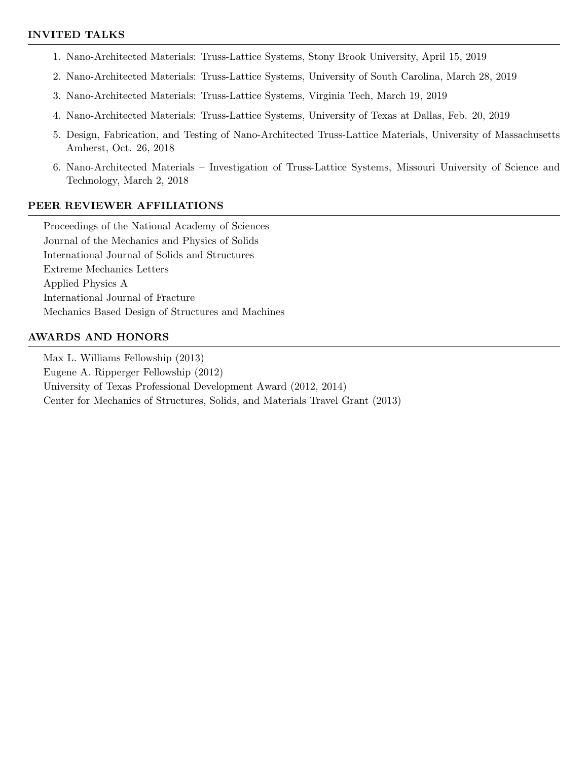## INVITED TALKS

1. Nano-Architected Materials: Truss-Lattice Systems, Stony Brook University, April 15, 2019
2. Nano-Architected Materials: Truss-Lattice Systems, University of South Carolina, March 28, 2019
3. Nano-Architected Materials: Truss-Lattice Systems, Virginia Tech, March 19, 2019
4. Nano-Architected Materials: Truss-Lattice Systems, University of Texas at Dallas, Feb. 20, 2019
5. Design, Fabrication, and Testing of Nano-Architected Truss-Lattice Materials, University of Massachusetts Amherst, Oct. 26, 2018
6. Nano-Architected Materials – Investigation of Truss-Lattice Systems, Missouri University of Science and Technology, March 2, 2018

## PEER REVIEWER AFFILIATIONS

Proceedings of the National Academy of Sciences
Journal of the Mechanics and Physics of Solids
International Journal of Solids and Structures
Extreme Mechanics Letters
Applied Physics A
International Journal of Fracture
Mechanics Based Design of Structures and Machines

## AWARDS AND HONORS

Max L. Williams Fellowship (2013)
Eugene A. Ripperger Fellowship (2012)
University of Texas Professional Development Award (2012, 2014)
Center for Mechanics of Structures, Solids, and Materials Travel Grant (2013)